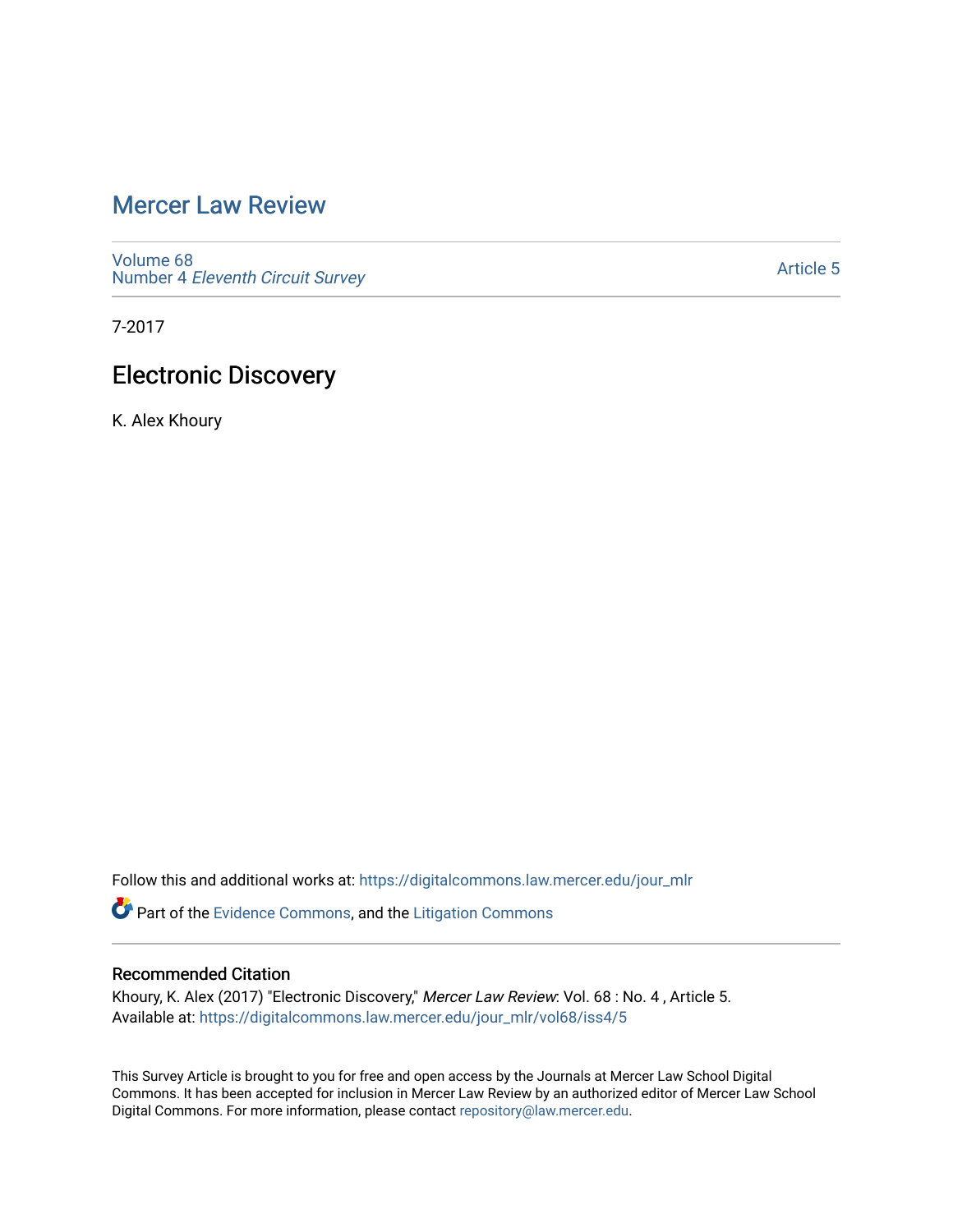# Mercer Law Review

Volume 68
Number 4 *Eleventh Circuit Survey*

Article 5

7-2017

## Electronic Discovery

K. Alex Khoury

Follow this and additional works at: https://digitalcommons.law.mercer.edu/jour_mlr

Part of the Evidence Commons, and the Litigation Commons

### Recommended Citation

Khoury, K. Alex (2017) "Electronic Discovery," *Mercer Law Review*: Vol. 68 : No. 4 , Article 5.
Available at: https://digitalcommons.law.mercer.edu/jour_mlr/vol68/iss4/5

This Survey Article is brought to you for free and open access by the Journals at Mercer Law School Digital Commons. It has been accepted for inclusion in Mercer Law Review by an authorized editor of Mercer Law School Digital Commons. For more information, please contact repository@law.mercer.edu.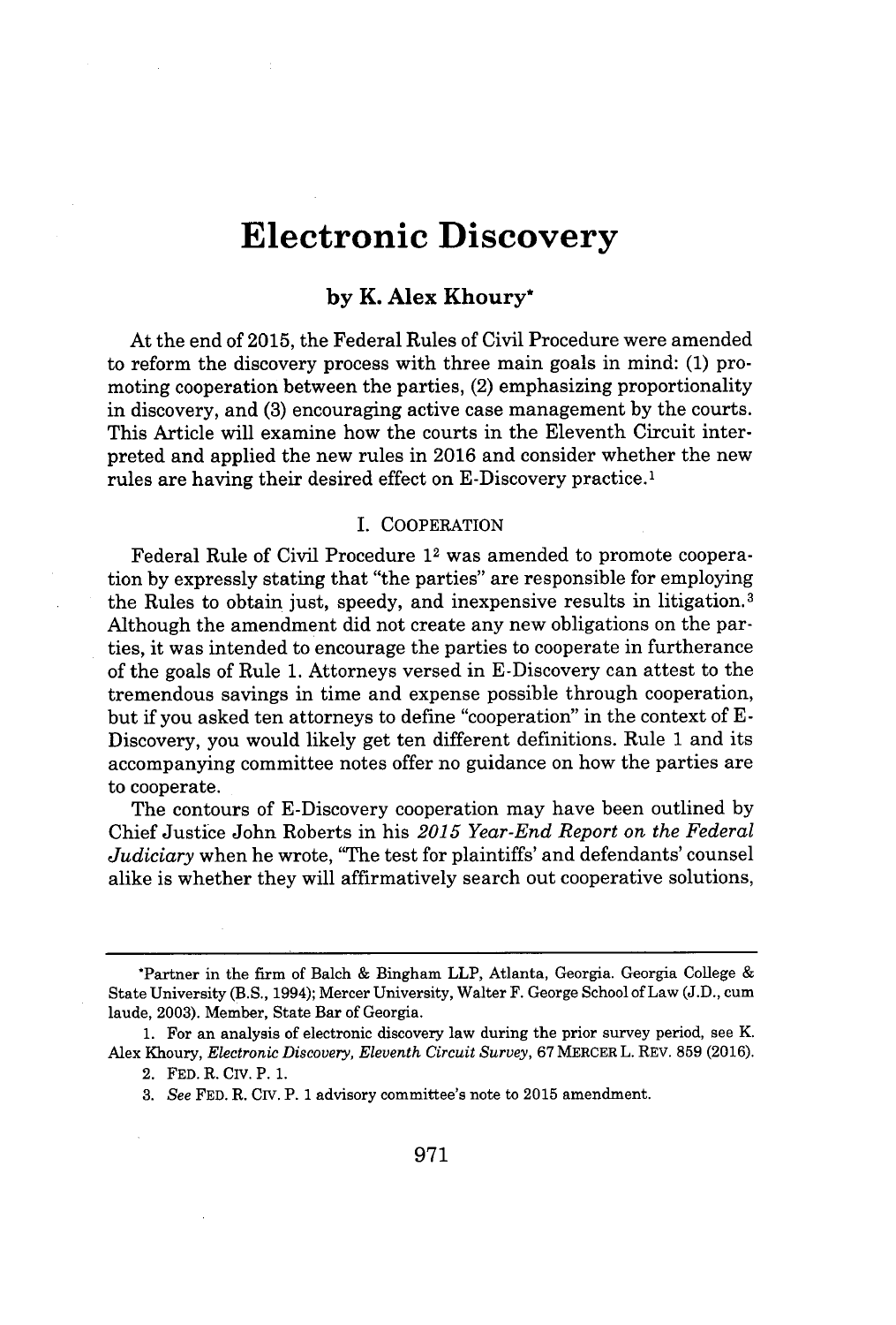# Electronic Discovery

### by K. Alex Khoury*

At the end of 2015, the Federal Rules of Civil Procedure were amended to reform the discovery process with three main goals in mind: (1) promoting cooperation between the parties, (2) emphasizing proportionality in discovery, and (3) encouraging active case management by the courts. This Article will examine how the courts in the Eleventh Circuit interpreted and applied the new rules in 2016 and consider whether the new rules are having their desired effect on E-Discovery practice.[1]

## I. COOPERATION

Federal Rule of Civil Procedure 1[2] was amended to promote cooperation by expressly stating that "the parties" are responsible for employing the Rules to obtain just, speedy, and inexpensive results in litigation.[3] Although the amendment did not create any new obligations on the parties, it was intended to encourage the parties to cooperate in furtherance of the goals of Rule 1. Attorneys versed in E-Discovery can attest to the tremendous savings in time and expense possible through cooperation, but if you asked ten attorneys to define "cooperation" in the context of E-Discovery, you would likely get ten different definitions. Rule 1 and its accompanying committee notes offer no guidance on how the parties are to cooperate.

The contours of E-Discovery cooperation may have been outlined by Chief Justice John Roberts in his *2015 Year-End Report on the Federal Judiciary* when he wrote, "The test for plaintiffs' and defendants' counsel alike is whether they will affirmatively search out cooperative solutions,

---

*Partner in the firm of Balch & Bingham LLP, Atlanta, Georgia. Georgia College & State University (B.S., 1994); Mercer University, Walter F. George School of Law (J.D., cum laude, 2003). Member, State Bar of Georgia.

1. For an analysis of electronic discovery law during the prior survey period, see K. Alex Khoury, *Electronic Discovery, Eleventh Circuit Survey*, 67 MERCER L. REV. 859 (2016).

2. FED. R. CIV. P. 1.

3. *See* FED. R. CIV. P. 1 advisory committee's note to 2015 amendment.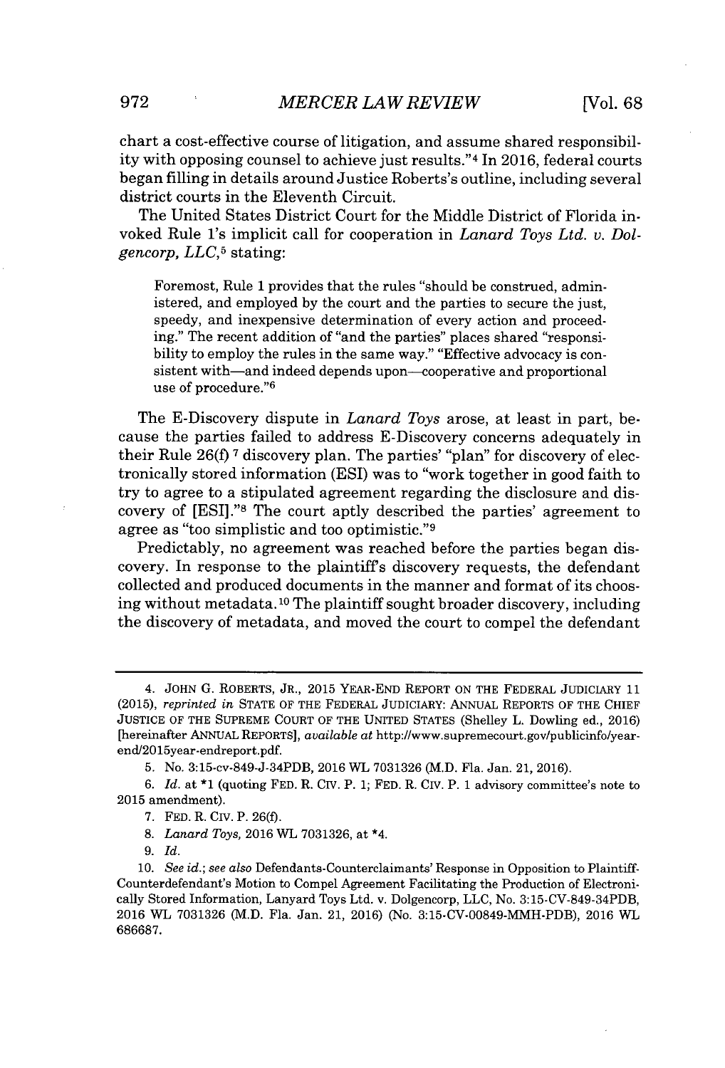chart a cost-effective course of litigation, and assume shared responsibility with opposing counsel to achieve just results."[4] In 2016, federal courts began filling in details around Justice Roberts's outline, including several district courts in the Eleventh Circuit.

The United States District Court for the Middle District of Florida invoked Rule 1's implicit call for cooperation in *Lanard Toys Ltd. v. Dolgencorp, LLC*,[5] stating:

> Foremost, Rule 1 provides that the rules "should be construed, administered, and employed by the court and the parties to secure the just, speedy, and inexpensive determination of every action and proceeding." The recent addition of "and the parties" places shared "responsibility to employ the rules in the same way." "Effective advocacy is consistent with—and indeed depends upon—cooperative and proportional use of procedure."[6]

The E-Discovery dispute in *Lanard Toys* arose, at least in part, because the parties failed to address E-Discovery concerns adequately in their Rule 26(f)[7] discovery plan. The parties' "plan" for discovery of electronically stored information (ESI) was to "work together in good faith to try to agree to a stipulated agreement regarding the disclosure and discovery of [ESI]."[8] The court aptly described the parties' agreement to agree as "too simplistic and too optimistic."[9]

Predictably, no agreement was reached before the parties began discovery. In response to the plaintiff's discovery requests, the defendant collected and produced documents in the manner and format of its choosing without metadata.[10] The plaintiff sought broader discovery, including the discovery of metadata, and moved the court to compel the defendant

---

4. JOHN G. ROBERTS, JR., 2015 YEAR-END REPORT ON THE FEDERAL JUDICIARY 11 (2015), *reprinted in* STATE OF THE FEDERAL JUDICIARY: ANNUAL REPORTS OF THE CHIEF JUSTICE OF THE SUPREME COURT OF THE UNITED STATES (Shelley L. Dowling ed., 2016) [hereinafter ANNUAL REPORTS], *available at* http://www.supremecourt.gov/publicinfo/year-end/2015year-endreport.pdf.

5. No. 3:15-cv-849-J-34PDB, 2016 WL 7031326 (M.D. Fla. Jan. 21, 2016).

6. *Id.* at *1 (quoting FED. R. CIV. P. 1; FED. R. CIV. P. 1 advisory committee's note to 2015 amendment).

7. FED. R. CIV. P. 26(f).

8. *Lanard Toys*, 2016 WL 7031326, at *4.

9. *Id.*

10. *See id.*; *see also* Defendants-Counterclaimants' Response in Opposition to Plaintiff-Counterdefendant's Motion to Compel Agreement Facilitating the Production of Electronically Stored Information, Lanyard Toys Ltd. v. Dolgencorp, LLC, No. 3:15-CV-849-34PDB, 2016 WL 7031326 (M.D. Fla. Jan. 21, 2016) (No. 3:15-CV-00849-MMH-PDB), 2016 WL 686687.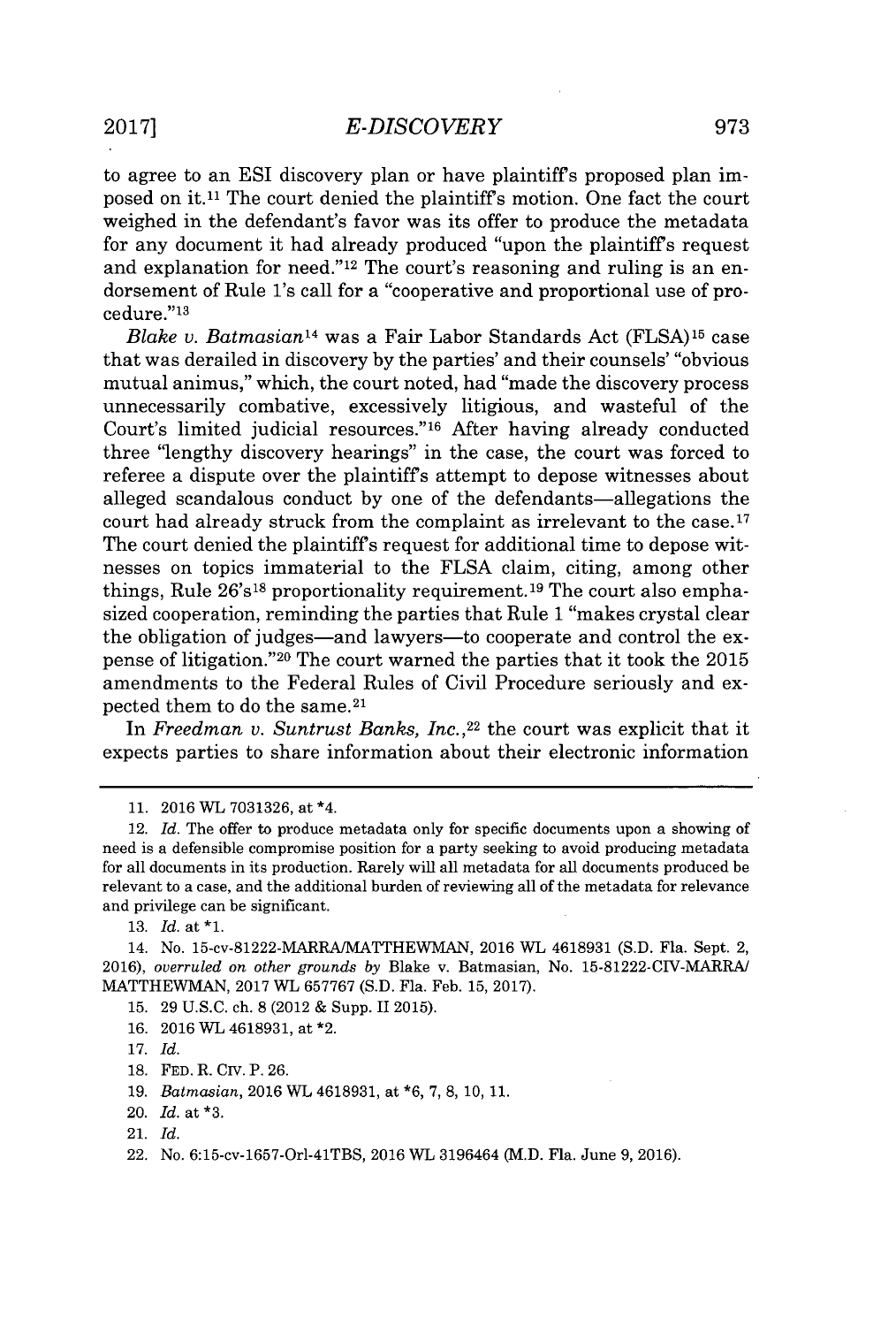to agree to an ESI discovery plan or have plaintiff's proposed plan imposed on it.[11] The court denied the plaintiff's motion. One fact the court weighed in the defendant's favor was its offer to produce the metadata for any document it had already produced "upon the plaintiff's request and explanation for need."[12] The court's reasoning and ruling is an endorsement of Rule 1's call for a "cooperative and proportional use of procedure."[13]

*Blake v. Batmasian*[14] was a Fair Labor Standards Act (FLSA)[15] case that was derailed in discovery by the parties' and their counsels' "obvious mutual animus," which, the court noted, had "made the discovery process unnecessarily combative, excessively litigious, and wasteful of the Court's limited judicial resources."[16] After having already conducted three "lengthy discovery hearings" in the case, the court was forced to referee a dispute over the plaintiff's attempt to depose witnesses about alleged scandalous conduct by one of the defendants—allegations the court had already struck from the complaint as irrelevant to the case.[17] The court denied the plaintiff's request for additional time to depose witnesses on topics immaterial to the FLSA claim, citing, among other things, Rule 26's[18] proportionality requirement.[19] The court also emphasized cooperation, reminding the parties that Rule 1 "makes crystal clear the obligation of judges—and lawyers—to cooperate and control the expense of litigation."[20] The court warned the parties that it took the 2015 amendments to the Federal Rules of Civil Procedure seriously and expected them to do the same.[21]

In *Freedman v. Suntrust Banks, Inc.*,[22] the court was explicit that it expects parties to share information about their electronic information

---

11. 2016 WL 7031326, at *4.

12. *Id.* The offer to produce metadata only for specific documents upon a showing of need is a defensible compromise position for a party seeking to avoid producing metadata for all documents in its production. Rarely will all metadata for all documents produced be relevant to a case, and the additional burden of reviewing all of the metadata for relevance and privilege can be significant.

13. *Id.* at *1.

14. No. 15-cv-81222-MARRA/MATTHEWMAN, 2016 WL 4618931 (S.D. Fla. Sept. 2, 2016), *overruled on other grounds by* Blake v. Batmasian, No. 15-81222-CIV-MARRA/MATTHEWMAN, 2017 WL 657767 (S.D. Fla. Feb. 15, 2017).

15. 29 U.S.C. ch. 8 (2012 & Supp. II 2015).

16. 2016 WL 4618931, at *2.

17. *Id.*

18. FED. R. CIV. P. 26.

19. *Batmasian*, 2016 WL 4618931, at *6, 7, 8, 10, 11.

20. *Id.* at *3.

21. *Id.*

22. No. 6:15-cv-1657-Orl-41TBS, 2016 WL 3196464 (M.D. Fla. June 9, 2016).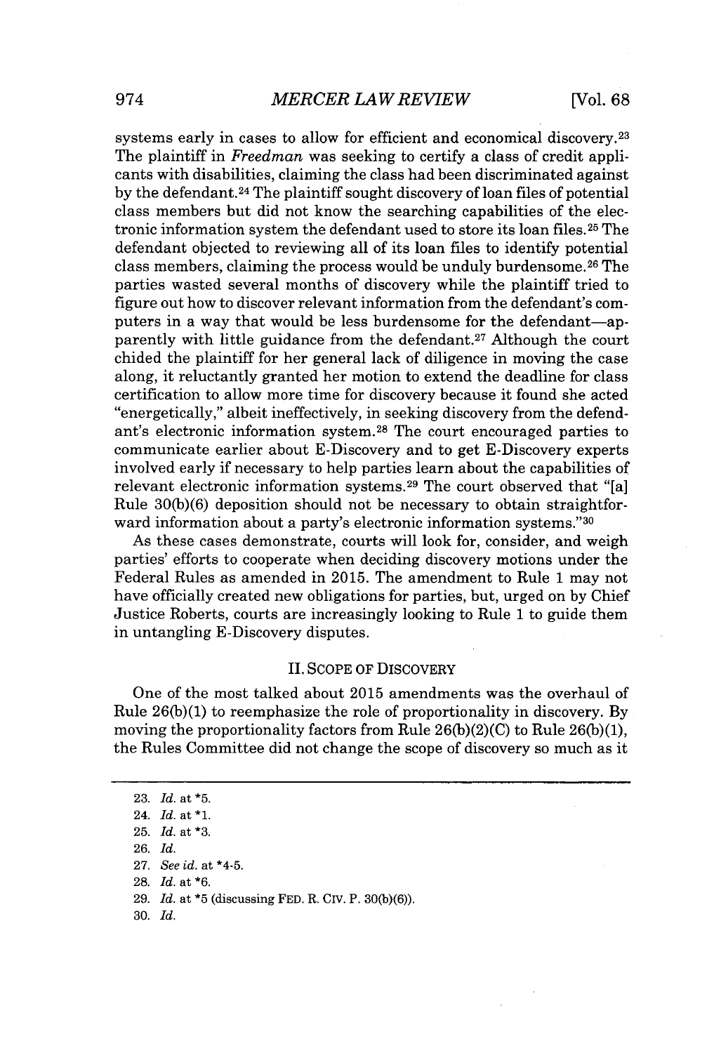systems early in cases to allow for efficient and economical discovery.[23] The plaintiff in *Freedman* was seeking to certify a class of credit applicants with disabilities, claiming the class had been discriminated against by the defendant.[24] The plaintiff sought discovery of loan files of potential class members but did not know the searching capabilities of the electronic information system the defendant used to store its loan files.[25] The defendant objected to reviewing all of its loan files to identify potential class members, claiming the process would be unduly burdensome.[26] The parties wasted several months of discovery while the plaintiff tried to figure out how to discover relevant information from the defendant's computers in a way that would be less burdensome for the defendant—apparently with little guidance from the defendant.[27] Although the court chided the plaintiff for her general lack of diligence in moving the case along, it reluctantly granted her motion to extend the deadline for class certification to allow more time for discovery because it found she acted "energetically," albeit ineffectively, in seeking discovery from the defendant's electronic information system.[28] The court encouraged parties to communicate earlier about E-Discovery and to get E-Discovery experts involved early if necessary to help parties learn about the capabilities of relevant electronic information systems.[29] The court observed that "[a] Rule 30(b)(6) deposition should not be necessary to obtain straightforward information about a party's electronic information systems."[30]

As these cases demonstrate, courts will look for, consider, and weigh parties' efforts to cooperate when deciding discovery motions under the Federal Rules as amended in 2015. The amendment to Rule 1 may not have officially created new obligations for parties, but, urged on by Chief Justice Roberts, courts are increasingly looking to Rule 1 to guide them in untangling E-Discovery disputes.

## II. SCOPE OF DISCOVERY

One of the most talked about 2015 amendments was the overhaul of Rule 26(b)(1) to reemphasize the role of proportionality in discovery. By moving the proportionality factors from Rule 26(b)(2)(C) to Rule 26(b)(1), the Rules Committee did not change the scope of discovery so much as it

---

23. *Id.* at *5.
24. *Id.* at *1.
25. *Id.* at *3.
26. *Id.*
27. *See id.* at *4-5.
28. *Id.* at *6.
29. *Id.* at *5 (discussing FED. R. CIV. P. 30(b)(6)).
30. *Id.*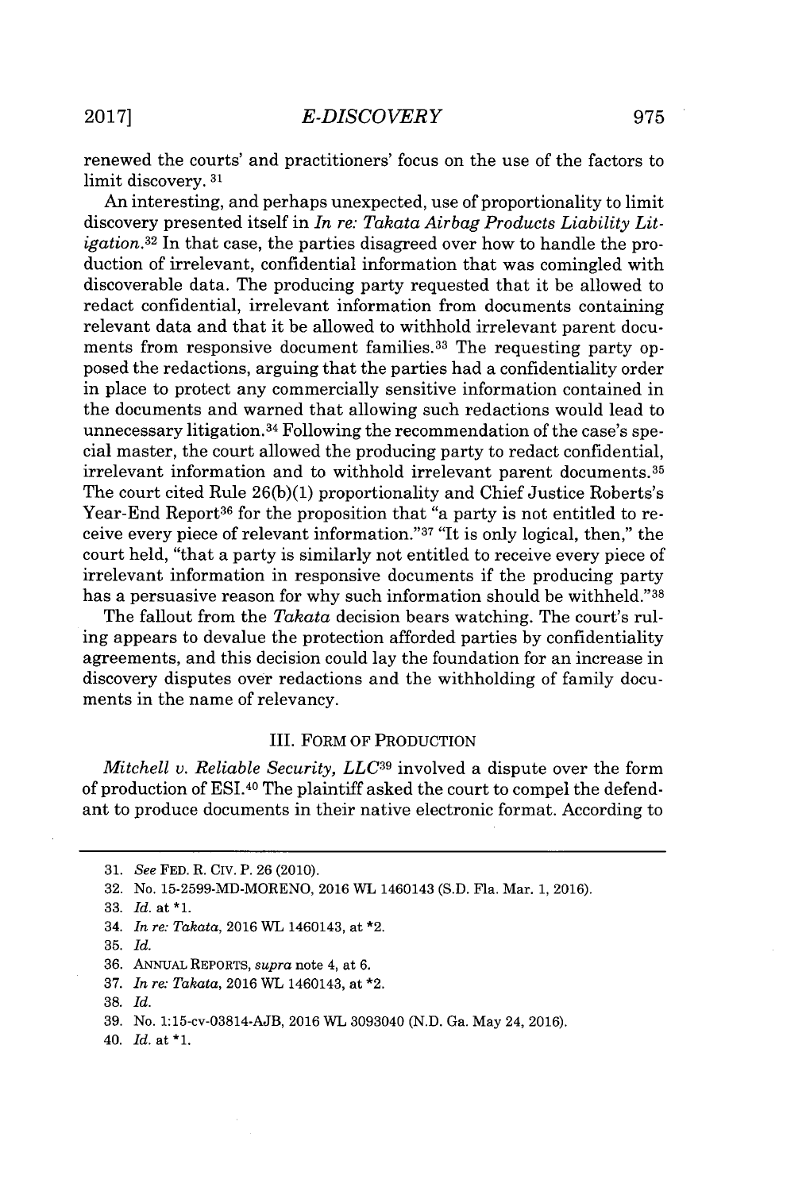renewed the courts' and practitioners' focus on the use of the factors to limit discovery.[31]

An interesting, and perhaps unexpected, use of proportionality to limit discovery presented itself in *In re: Takata Airbag Products Liability Litigation*.[32] In that case, the parties disagreed over how to handle the production of irrelevant, confidential information that was comingled with discoverable data. The producing party requested that it be allowed to redact confidential, irrelevant information from documents containing relevant data and that it be allowed to withhold irrelevant parent documents from responsive document families.[33] The requesting party opposed the redactions, arguing that the parties had a confidentiality order in place to protect any commercially sensitive information contained in the documents and warned that allowing such redactions would lead to unnecessary litigation.[34] Following the recommendation of the case's special master, the court allowed the producing party to redact confidential, irrelevant information and to withhold irrelevant parent documents.[35] The court cited Rule 26(b)(1) proportionality and Chief Justice Roberts's Year-End Report[36] for the proposition that "a party is not entitled to receive every piece of relevant information."[37] "It is only logical, then," the court held, "that a party is similarly not entitled to receive every piece of irrelevant information in responsive documents if the producing party has a persuasive reason for why such information should be withheld."[38]

The fallout from the *Takata* decision bears watching. The court's ruling appears to devalue the protection afforded parties by confidentiality agreements, and this decision could lay the foundation for an increase in discovery disputes over redactions and the withholding of family documents in the name of relevancy.

## III. FORM OF PRODUCTION

*Mitchell v. Reliable Security, LLC*[39] involved a dispute over the form of production of ESI.[40] The plaintiff asked the court to compel the defendant to produce documents in their native electronic format. According to

---

31. *See* FED. R. CIV. P. 26 (2010).
32. No. 15-2599-MD-MORENO, 2016 WL 1460143 (S.D. Fla. Mar. 1, 2016).
33. *Id.* at *1.
34. *In re: Takata*, 2016 WL 1460143, at *2.
35. *Id.*
36. ANNUAL REPORTS, *supra* note 4, at 6.
37. *In re: Takata*, 2016 WL 1460143, at *2.
38. *Id.*
39. No. 1:15-cv-03814-AJB, 2016 WL 3093040 (N.D. Ga. May 24, 2016).
40. *Id.* at *1.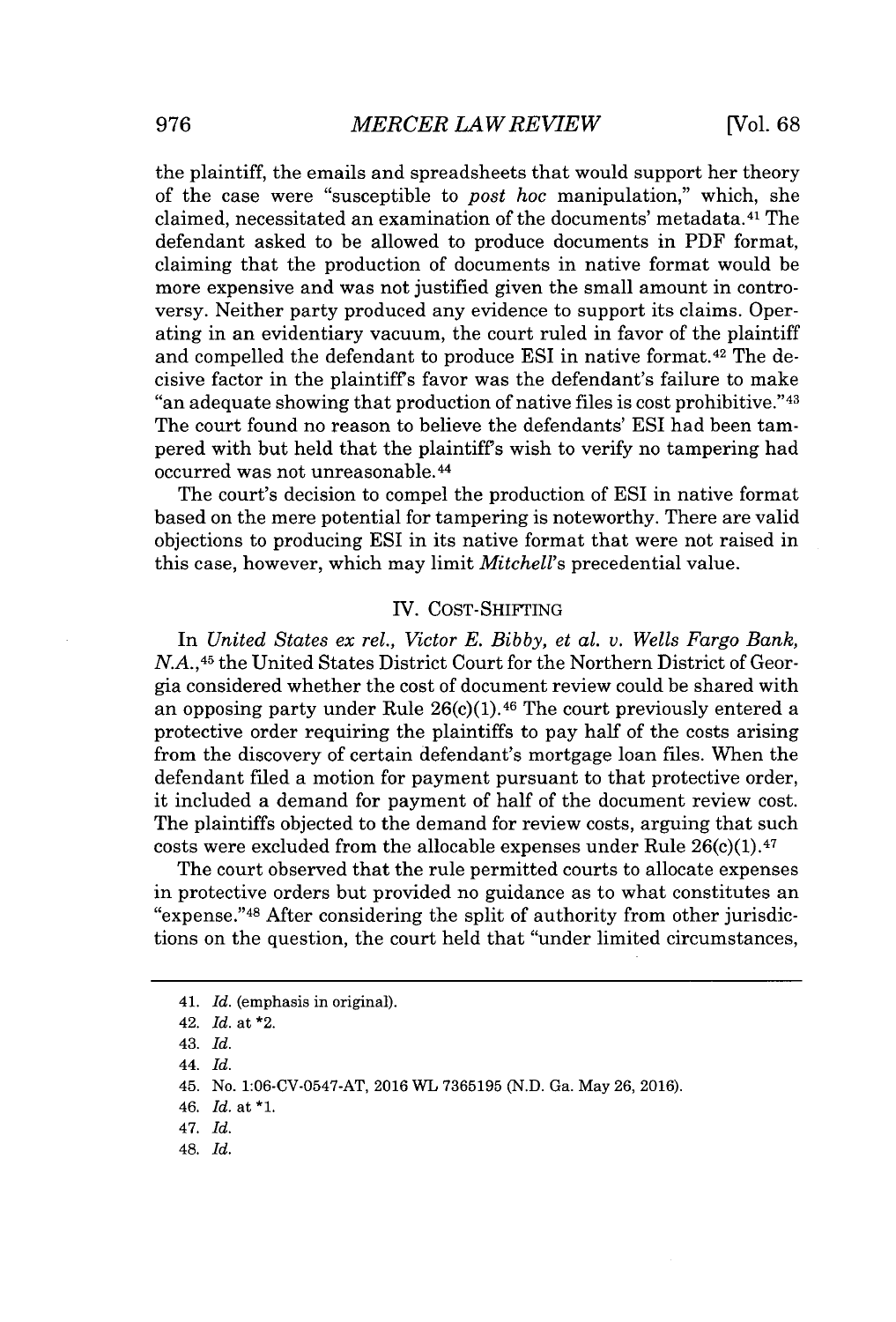the plaintiff, the emails and spreadsheets that would support her theory of the case were "susceptible to *post hoc* manipulation," which, she claimed, necessitated an examination of the documents' metadata.[41] The defendant asked to be allowed to produce documents in PDF format, claiming that the production of documents in native format would be more expensive and was not justified given the small amount in controversy. Neither party produced any evidence to support its claims. Operating in an evidentiary vacuum, the court ruled in favor of the plaintiff and compelled the defendant to produce ESI in native format.[42] The decisive factor in the plaintiff's favor was the defendant's failure to make "an adequate showing that production of native files is cost prohibitive."[43] The court found no reason to believe the defendants' ESI had been tampered with but held that the plaintiff's wish to verify no tampering had occurred was not unreasonable.[44]

The court's decision to compel the production of ESI in native format based on the mere potential for tampering is noteworthy. There are valid objections to producing ESI in its native format that were not raised in this case, however, which may limit *Mitchell*'s precedential value.

## IV. COST-SHIFTING

In *United States ex rel., Victor E. Bibby, et al. v. Wells Fargo Bank, N.A.*,[45] the United States District Court for the Northern District of Georgia considered whether the cost of document review could be shared with an opposing party under Rule 26(c)(1).[46] The court previously entered a protective order requiring the plaintiffs to pay half of the costs arising from the discovery of certain defendant's mortgage loan files. When the defendant filed a motion for payment pursuant to that protective order, it included a demand for payment of half of the document review cost. The plaintiffs objected to the demand for review costs, arguing that such costs were excluded from the allocable expenses under Rule 26(c)(1).[47]

The court observed that the rule permitted courts to allocate expenses in protective orders but provided no guidance as to what constitutes an "expense."[48] After considering the split of authority from other jurisdictions on the question, the court held that "under limited circumstances,

41. *Id.* (emphasis in original).

42. *Id.* at *2.

43. *Id.*

44. *Id.*

45. No. 1:06-CV-0547-AT, 2016 WL 7365195 (N.D. Ga. May 26, 2016).

46. *Id.* at *1.

47. *Id.*

48. *Id.*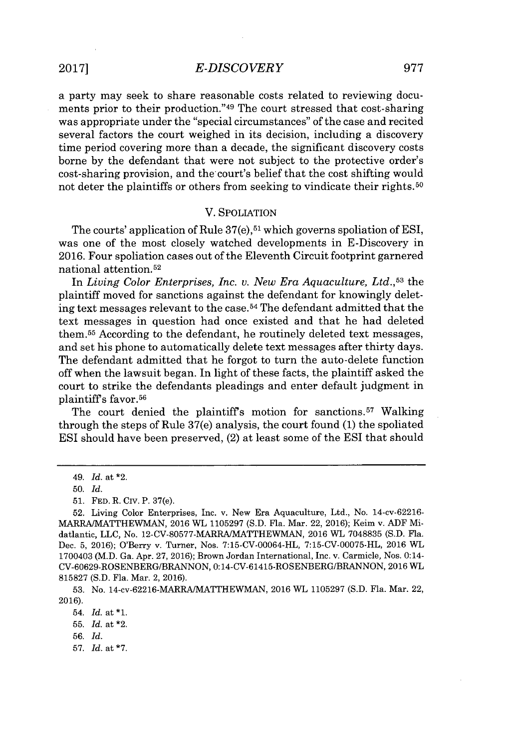a party may seek to share reasonable costs related to reviewing documents prior to their production."[49] The court stressed that cost-sharing was appropriate under the "special circumstances" of the case and recited several factors the court weighed in its decision, including a discovery time period covering more than a decade, the significant discovery costs borne by the defendant that were not subject to the protective order's cost-sharing provision, and the court's belief that the cost shifting would not deter the plaintiffs or others from seeking to vindicate their rights.[50]

## V. SPOLIATION

The courts' application of Rule 37(e),[51] which governs spoliation of ESI, was one of the most closely watched developments in E-Discovery in 2016. Four spoliation cases out of the Eleventh Circuit footprint garnered national attention.[52]

In *Living Color Enterprises, Inc. v. New Era Aquaculture, Ltd.*,[53] the plaintiff moved for sanctions against the defendant for knowingly deleting text messages relevant to the case.[54] The defendant admitted that the text messages in question had once existed and that he had deleted them.[55] According to the defendant, he routinely deleted text messages, and set his phone to automatically delete text messages after thirty days. The defendant admitted that he forgot to turn the auto-delete function off when the lawsuit began. In light of these facts, the plaintiff asked the court to strike the defendants pleadings and enter default judgment in plaintiff's favor.[56]

The court denied the plaintiff's motion for sanctions.[57] Walking through the steps of Rule 37(e) analysis, the court found (1) the spoliated ESI should have been preserved, (2) at least some of the ESI that should

---

49. *Id.* at *2.

50. *Id.*

51. FED. R. CIV. P. 37(e).

52. Living Color Enterprises, Inc. v. New Era Aquaculture, Ltd., No. 14-cv-62216-MARRA/MATTHEWMAN, 2016 WL 1105297 (S.D. Fla. Mar. 22, 2016); Keim v. ADF Midatlantic, LLC, No. 12-CV-80577-MARRA/MATTHEWMAN, 2016 WL 7048835 (S.D. Fla. Dec. 5, 2016); O'Berry v. Turner, Nos. 7:15-CV-00064-HL, 7:15-CV-00075-HL, 2016 WL 1700403 (M.D. Ga. Apr. 27, 2016); Brown Jordan International, Inc. v. Carmicle, Nos. 0:14-CV-60629-ROSENBERG/BRANNON, 0:14-CV-61415-ROSENBERG/BRANNON, 2016 WL 815827 (S.D. Fla. Mar. 2, 2016).

53. No. 14-cv-62216-MARRA/MATTHEWMAN, 2016 WL 1105297 (S.D. Fla. Mar. 22, 2016).

54. *Id.* at *1.

55. *Id.* at *2.

56. *Id.*

57. *Id.* at *7.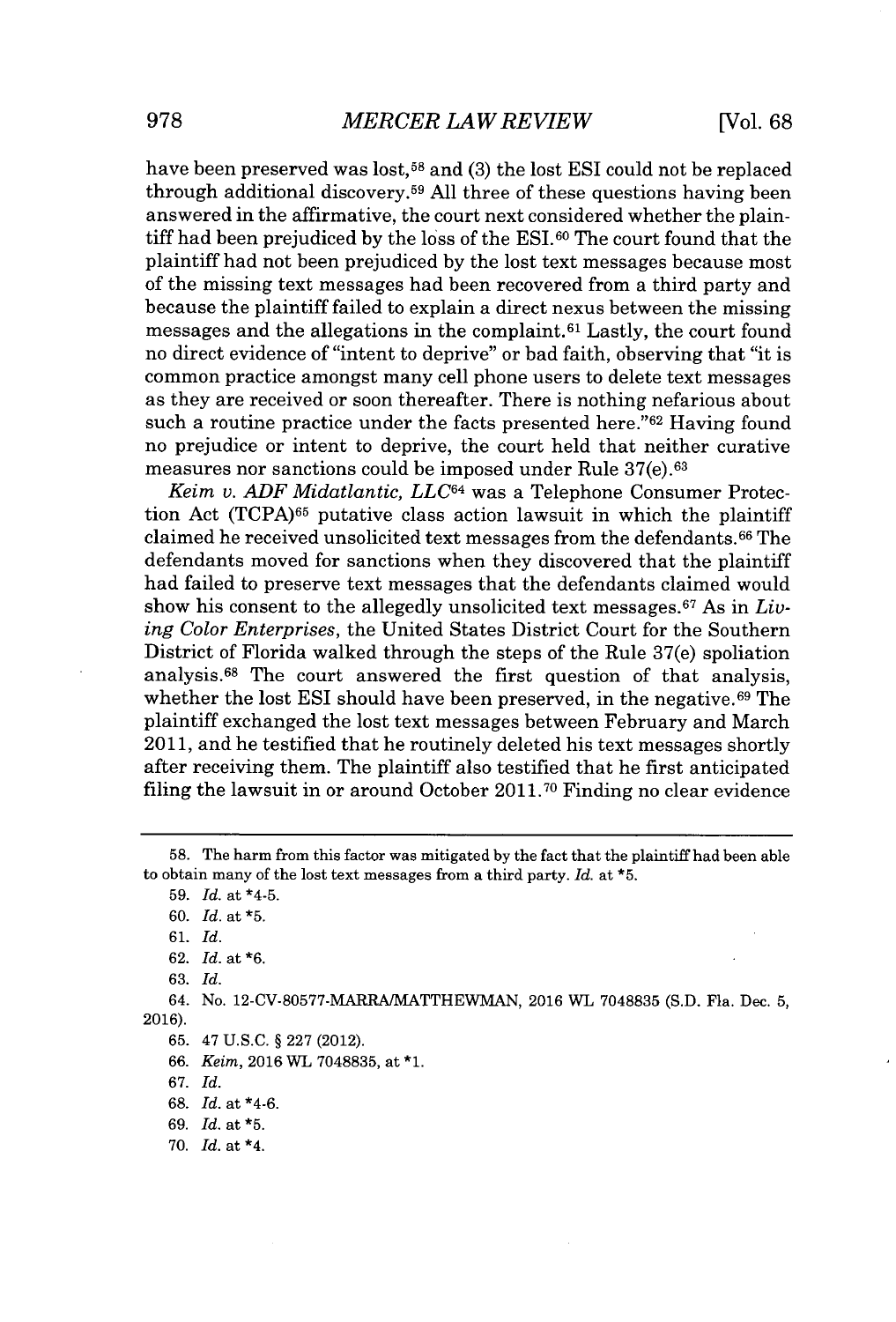have been preserved was lost,[58] and (3) the lost ESI could not be replaced through additional discovery.[59] All three of these questions having been answered in the affirmative, the court next considered whether the plaintiff had been prejudiced by the loss of the ESI.[60] The court found that the plaintiff had not been prejudiced by the lost text messages because most of the missing text messages had been recovered from a third party and because the plaintiff failed to explain a direct nexus between the missing messages and the allegations in the complaint.[61] Lastly, the court found no direct evidence of "intent to deprive" or bad faith, observing that "it is common practice amongst many cell phone users to delete text messages as they are received or soon thereafter. There is nothing nefarious about such a routine practice under the facts presented here."[62] Having found no prejudice or intent to deprive, the court held that neither curative measures nor sanctions could be imposed under Rule 37(e).[63]

*Keim v. ADF Midatlantic, LLC*[64] was a Telephone Consumer Protection Act (TCPA)[65] putative class action lawsuit in which the plaintiff claimed he received unsolicited text messages from the defendants.[66] The defendants moved for sanctions when they discovered that the plaintiff had failed to preserve text messages that the defendants claimed would show his consent to the allegedly unsolicited text messages.[67] As in *Living Color Enterprises*, the United States District Court for the Southern District of Florida walked through the steps of the Rule 37(e) spoliation analysis.[68] The court answered the first question of that analysis, whether the lost ESI should have been preserved, in the negative.[69] The plaintiff exchanged the lost text messages between February and March 2011, and he testified that he routinely deleted his text messages shortly after receiving them. The plaintiff also testified that he first anticipated filing the lawsuit in or around October 2011.[70] Finding no clear evidence

---

58. The harm from this factor was mitigated by the fact that the plaintiff had been able to obtain many of the lost text messages from a third party. *Id.* at *5.

59. *Id.* at *4-5.

60. *Id.* at *5.

61. *Id.*

62. *Id.* at *6.

63. *Id.*

64. No. 12-CV-80577-MARRA/MATTHEWMAN, 2016 WL 7048835 (S.D. Fla. Dec. 5, 2016).

65. 47 U.S.C. § 227 (2012).

66. *Keim*, 2016 WL 7048835, at *1.

67. *Id.*

68. *Id.* at *4-6.

69. *Id.* at *5.

70. *Id.* at *4.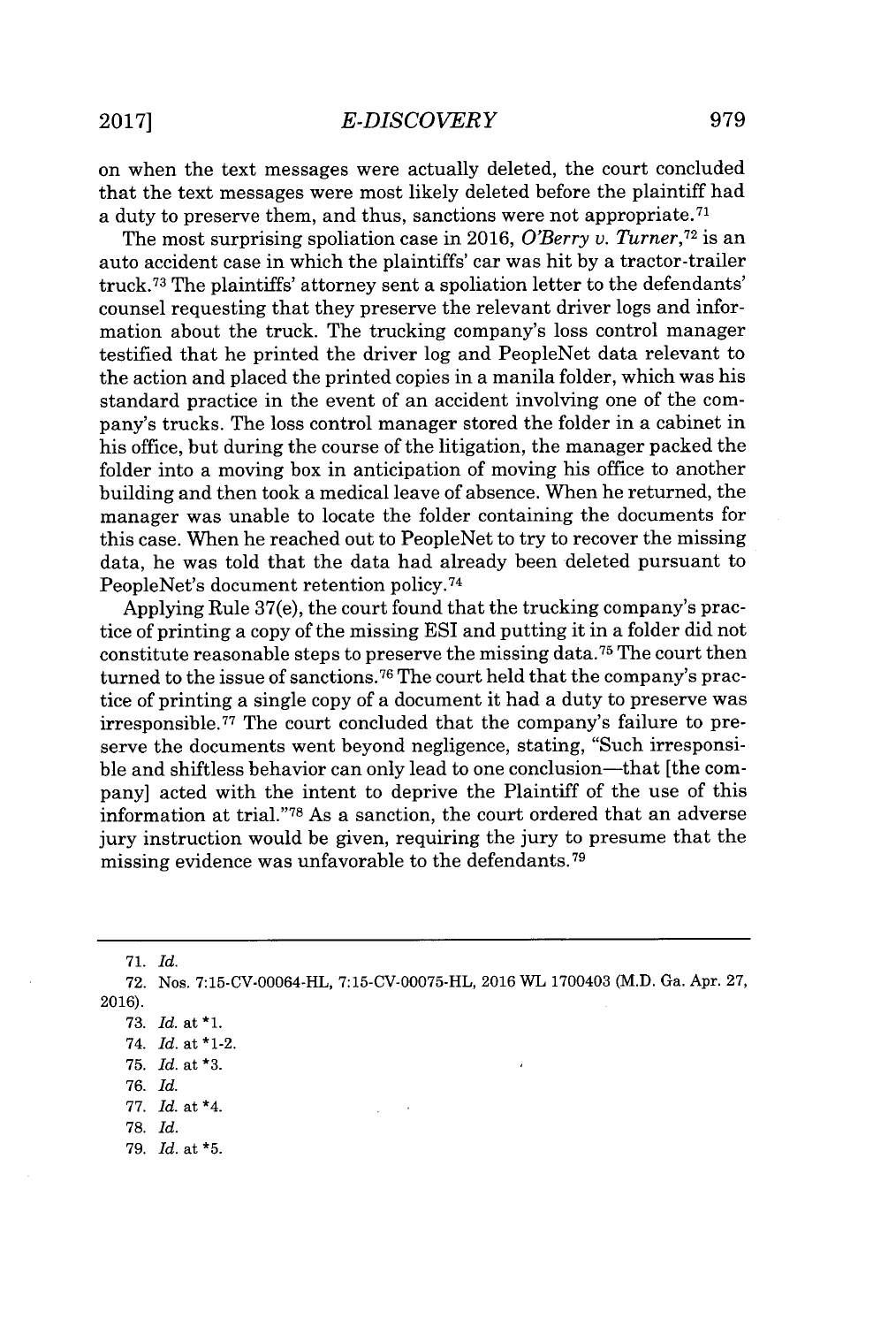on when the text messages were actually deleted, the court concluded that the text messages were most likely deleted before the plaintiff had a duty to preserve them, and thus, sanctions were not appropriate.[71]

The most surprising spoliation case in 2016, *O'Berry v. Turner*,[72] is an auto accident case in which the plaintiffs' car was hit by a tractor-trailer truck.[73] The plaintiffs' attorney sent a spoliation letter to the defendants' counsel requesting that they preserve the relevant driver logs and information about the truck. The trucking company's loss control manager testified that he printed the driver log and PeopleNet data relevant to the action and placed the printed copies in a manila folder, which was his standard practice in the event of an accident involving one of the company's trucks. The loss control manager stored the folder in a cabinet in his office, but during the course of the litigation, the manager packed the folder into a moving box in anticipation of moving his office to another building and then took a medical leave of absence. When he returned, the manager was unable to locate the folder containing the documents for this case. When he reached out to PeopleNet to try to recover the missing data, he was told that the data had already been deleted pursuant to PeopleNet's document retention policy.[74]

Applying Rule 37(e), the court found that the trucking company's practice of printing a copy of the missing ESI and putting it in a folder did not constitute reasonable steps to preserve the missing data.[75] The court then turned to the issue of sanctions.[76] The court held that the company's practice of printing a single copy of a document it had a duty to preserve was irresponsible.[77] The court concluded that the company's failure to preserve the documents went beyond negligence, stating, "Such irresponsible and shiftless behavior can only lead to one conclusion—that [the company] acted with the intent to deprive the Plaintiff of the use of this information at trial."[78] As a sanction, the court ordered that an adverse jury instruction would be given, requiring the jury to presume that the missing evidence was unfavorable to the defendants.[79]

---

71. *Id.*
72. Nos. 7:15-CV-00064-HL, 7:15-CV-00075-HL, 2016 WL 1700403 (M.D. Ga. Apr. 27, 2016).
73. *Id.* at *1.
74. *Id.* at *1-2.
75. *Id.* at *3.
76. *Id.*
77. *Id.* at *4.
78. *Id.*
79. *Id.* at *5.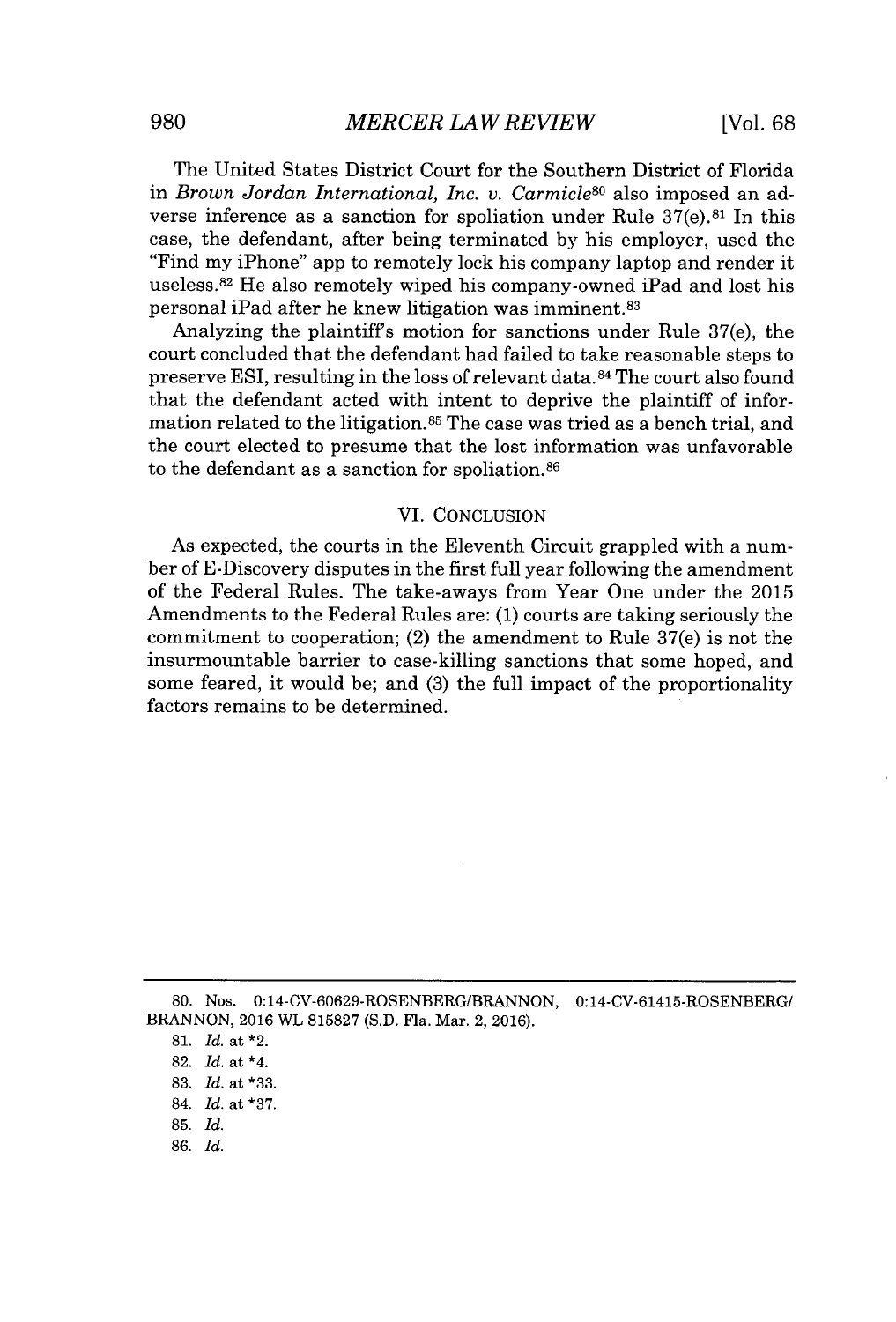The United States District Court for the Southern District of Florida in *Brown Jordan International, Inc. v. Carmicle*[80] also imposed an adverse inference as a sanction for spoliation under Rule 37(e).[81] In this case, the defendant, after being terminated by his employer, used the "Find my iPhone" app to remotely lock his company laptop and render it useless.[82] He also remotely wiped his company-owned iPad and lost his personal iPad after he knew litigation was imminent.[83]

Analyzing the plaintiff's motion for sanctions under Rule 37(e), the court concluded that the defendant had failed to take reasonable steps to preserve ESI, resulting in the loss of relevant data.[84] The court also found that the defendant acted with intent to deprive the plaintiff of information related to the litigation.[85] The case was tried as a bench trial, and the court elected to presume that the lost information was unfavorable to the defendant as a sanction for spoliation.[86]

## VI. CONCLUSION

As expected, the courts in the Eleventh Circuit grappled with a number of E-Discovery disputes in the first full year following the amendment of the Federal Rules. The take-aways from Year One under the 2015 Amendments to the Federal Rules are: (1) courts are taking seriously the commitment to cooperation; (2) the amendment to Rule 37(e) is not the insurmountable barrier to case-killing sanctions that some hoped, and some feared, it would be; and (3) the full impact of the proportionality factors remains to be determined.

---

80. Nos. 0:14-CV-60629-ROSENBERG/BRANNON, 0:14-CV-61415-ROSENBERG/BRANNON, 2016 WL 815827 (S.D. Fla. Mar. 2, 2016).

81. *Id.* at *2.

82. *Id.* at *4.

83. *Id.* at *33.

84. *Id.* at *37.

85. *Id.*

86. *Id.*